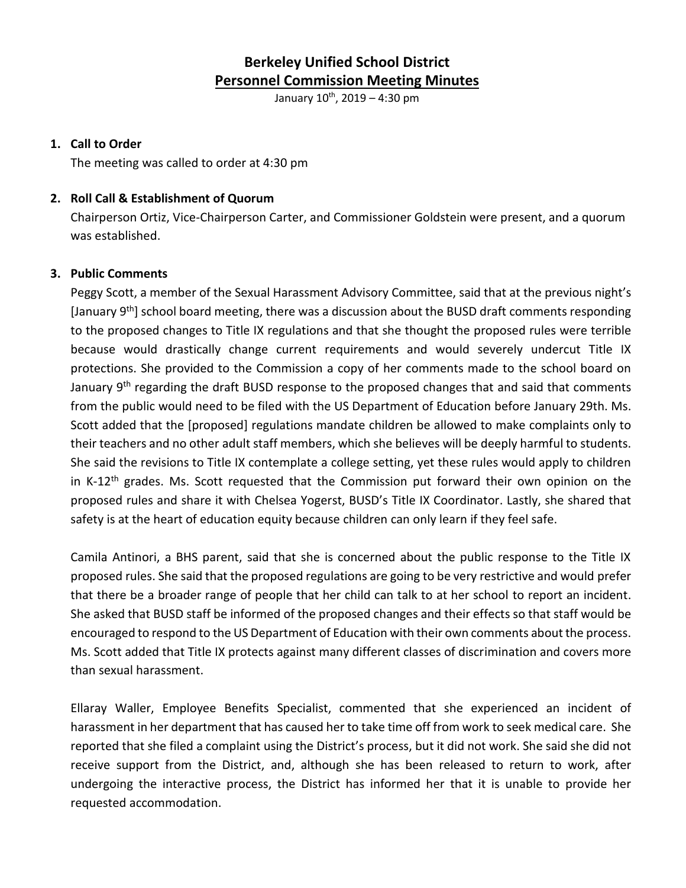# Berkeley Unified School District

## Personnel Commission Meeting Minutes

January 10th, 2019 – 4:30 pm

1. **Call to Order**

   The meeting was called to order at 4:30 pm

2. **Roll Call & Establishment of Quorum**

   Chairperson Ortiz, Vice-Chairperson Carter, and Commissioner Goldstein were present, and a quorum was established.

3. **Public Comments**

   Peggy Scott, a member of the Sexual Harassment Advisory Committee, said that at the previous night's [January 9th] school board meeting, there was a discussion about the BUSD draft comments responding to the proposed changes to Title IX regulations and that she thought the proposed rules were terrible because would drastically change current requirements and would severely undercut Title IX protections. She provided to the Commission a copy of her comments made to the school board on January 9th regarding the draft BUSD response to the proposed changes that and said that comments from the public would need to be filed with the US Department of Education before January 29th. Ms. Scott added that the [proposed] regulations mandate children be allowed to make complaints only to their teachers and no other adult staff members, which she believes will be deeply harmful to students. She said the revisions to Title IX contemplate a college setting, yet these rules would apply to children in K-12th grades. Ms. Scott requested that the Commission put forward their own opinion on the proposed rules and share it with Chelsea Yogerst, BUSD's Title IX Coordinator. Lastly, she shared that safety is at the heart of education equity because children can only learn if they feel safe.

   Camila Antinori, a BHS parent, said that she is concerned about the public response to the Title IX proposed rules. She said that the proposed regulations are going to be very restrictive and would prefer that there be a broader range of people that her child can talk to at her school to report an incident. She asked that BUSD staff be informed of the proposed changes and their effects so that staff would be encouraged to respond to the US Department of Education with their own comments about the process. Ms. Scott added that Title IX protects against many different classes of discrimination and covers more than sexual harassment.

   Ellaray Waller, Employee Benefits Specialist, commented that she experienced an incident of harassment in her department that has caused her to take time off from work to seek medical care. She reported that she filed a complaint using the District's process, but it did not work. She said she did not receive support from the District, and, although she has been released to return to work, after undergoing the interactive process, the District has informed her that it is unable to provide her requested accommodation.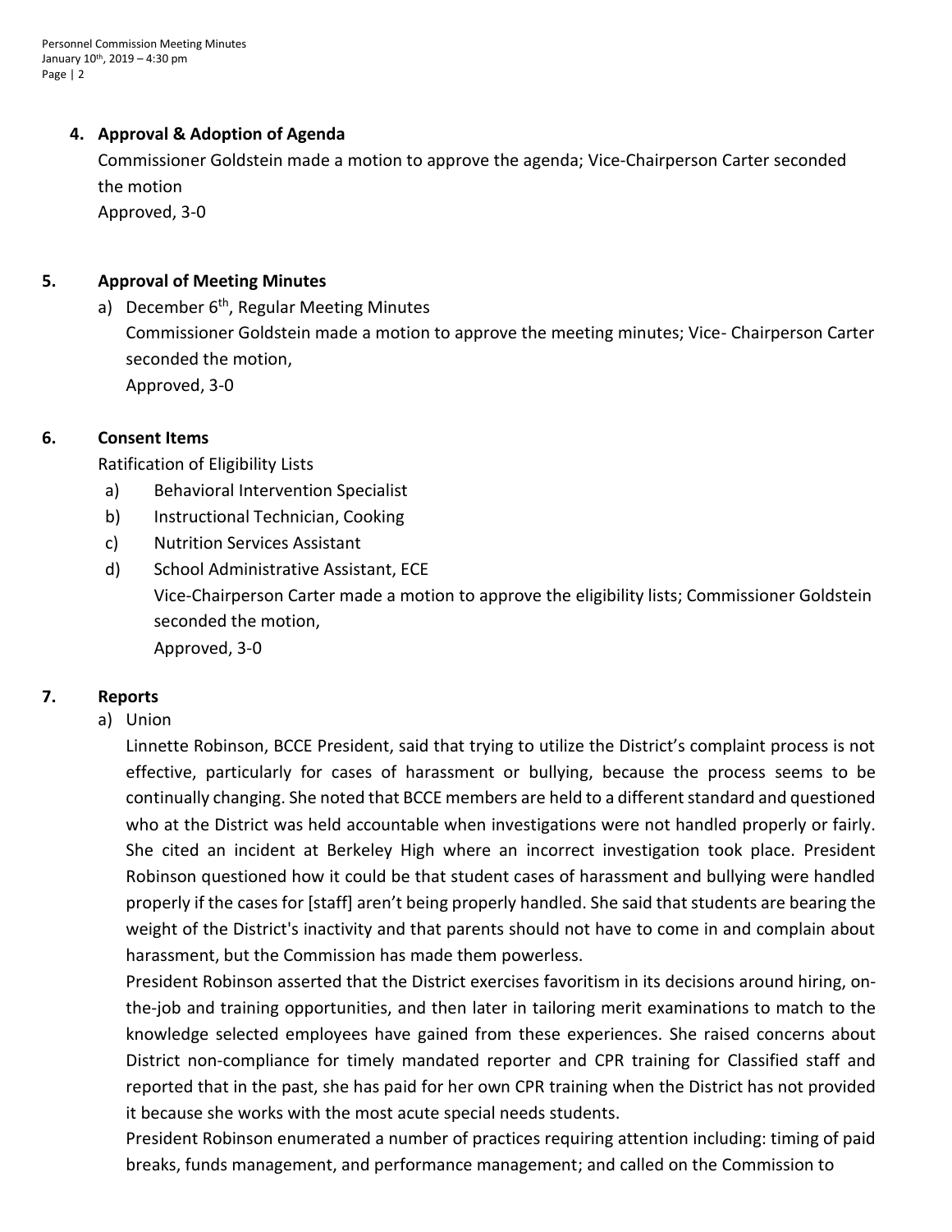## 4. Approval & Adoption of Agenda

Commissioner Goldstein made a motion to approve the agenda; Vice-Chairperson Carter seconded the motion

Approved, 3-0

## 5. Approval of Meeting Minutes

a) December 6th, Regular Meeting Minutes

Commissioner Goldstein made a motion to approve the meeting minutes; Vice- Chairperson Carter seconded the motion,

Approved, 3-0

## 6. Consent Items

Ratification of Eligibility Lists

a) Behavioral Intervention Specialist
b) Instructional Technician, Cooking
c) Nutrition Services Assistant
d) School Administrative Assistant, ECE

Vice-Chairperson Carter made a motion to approve the eligibility lists; Commissioner Goldstein seconded the motion,

Approved, 3-0

## 7. Reports

a) Union

Linnette Robinson, BCCE President, said that trying to utilize the District's complaint process is not effective, particularly for cases of harassment or bullying, because the process seems to be continually changing. She noted that BCCE members are held to a different standard and questioned who at the District was held accountable when investigations were not handled properly or fairly. She cited an incident at Berkeley High where an incorrect investigation took place. President Robinson questioned how it could be that student cases of harassment and bullying were handled properly if the cases for [staff] aren't being properly handled. She said that students are bearing the weight of the District's inactivity and that parents should not have to come in and complain about harassment, but the Commission has made them powerless.

President Robinson asserted that the District exercises favoritism in its decisions around hiring, on-the-job and training opportunities, and then later in tailoring merit examinations to match to the knowledge selected employees have gained from these experiences. She raised concerns about District non-compliance for timely mandated reporter and CPR training for Classified staff and reported that in the past, she has paid for her own CPR training when the District has not provided it because she works with the most acute special needs students.

President Robinson enumerated a number of practices requiring attention including: timing of paid breaks, funds management, and performance management; and called on the Commission to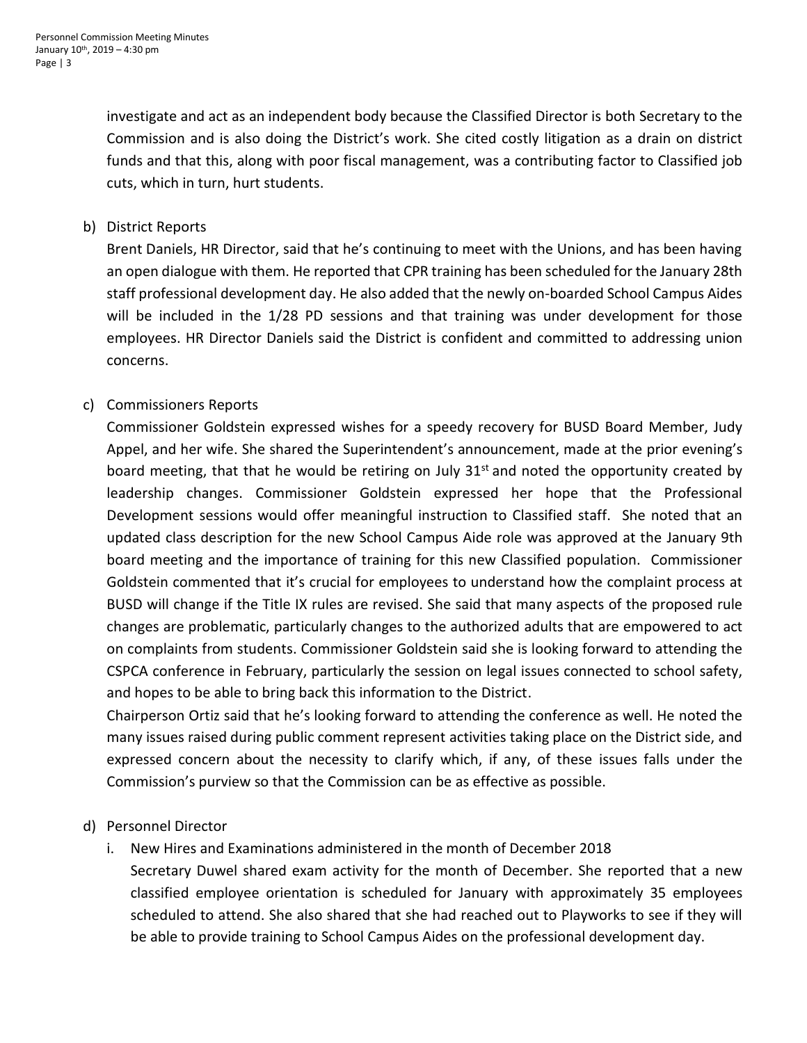investigate and act as an independent body because the Classified Director is both Secretary to the Commission and is also doing the District's work. She cited costly litigation as a drain on district funds and that this, along with poor fiscal management, was a contributing factor to Classified job cuts, which in turn, hurt students.

b) District Reports

Brent Daniels, HR Director, said that he's continuing to meet with the Unions, and has been having an open dialogue with them. He reported that CPR training has been scheduled for the January 28th staff professional development day. He also added that the newly on-boarded School Campus Aides will be included in the 1/28 PD sessions and that training was under development for those employees. HR Director Daniels said the District is confident and committed to addressing union concerns.

c) Commissioners Reports

Commissioner Goldstein expressed wishes for a speedy recovery for BUSD Board Member, Judy Appel, and her wife. She shared the Superintendent's announcement, made at the prior evening's board meeting, that that he would be retiring on July 31st and noted the opportunity created by leadership changes. Commissioner Goldstein expressed her hope that the Professional Development sessions would offer meaningful instruction to Classified staff. She noted that an updated class description for the new School Campus Aide role was approved at the January 9th board meeting and the importance of training for this new Classified population. Commissioner Goldstein commented that it's crucial for employees to understand how the complaint process at BUSD will change if the Title IX rules are revised. She said that many aspects of the proposed rule changes are problematic, particularly changes to the authorized adults that are empowered to act on complaints from students. Commissioner Goldstein said she is looking forward to attending the CSPCA conference in February, particularly the session on legal issues connected to school safety, and hopes to be able to bring back this information to the District.

Chairperson Ortiz said that he's looking forward to attending the conference as well. He noted the many issues raised during public comment represent activities taking place on the District side, and expressed concern about the necessity to clarify which, if any, of these issues falls under the Commission's purview so that the Commission can be as effective as possible.

d) Personnel Director

i. New Hires and Examinations administered in the month of December 2018

Secretary Duwel shared exam activity for the month of December. She reported that a new classified employee orientation is scheduled for January with approximately 35 employees scheduled to attend. She also shared that she had reached out to Playworks to see if they will be able to provide training to School Campus Aides on the professional development day.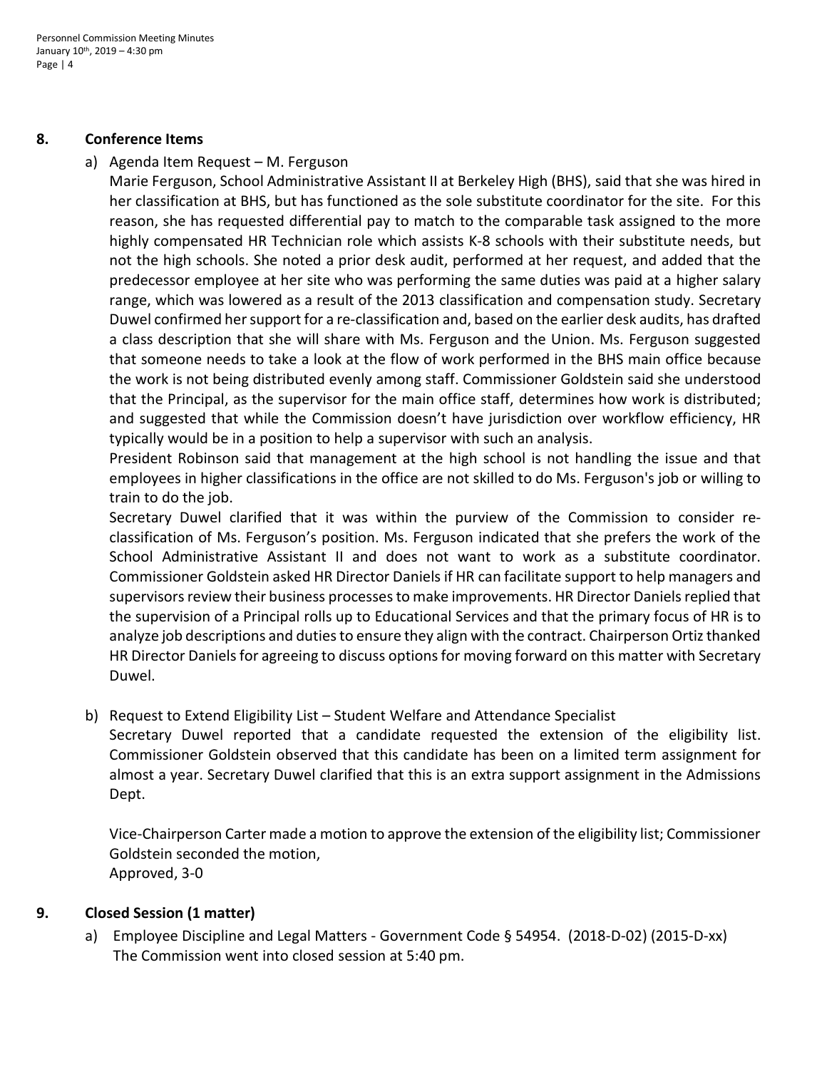## 8. Conference Items

a) Agenda Item Request – M. Ferguson

Marie Ferguson, School Administrative Assistant II at Berkeley High (BHS), said that she was hired in her classification at BHS, but has functioned as the sole substitute coordinator for the site. For this reason, she has requested differential pay to match to the comparable task assigned to the more highly compensated HR Technician role which assists K-8 schools with their substitute needs, but not the high schools. She noted a prior desk audit, performed at her request, and added that the predecessor employee at her site who was performing the same duties was paid at a higher salary range, which was lowered as a result of the 2013 classification and compensation study. Secretary Duwel confirmed her support for a re-classification and, based on the earlier desk audits, has drafted a class description that she will share with Ms. Ferguson and the Union. Ms. Ferguson suggested that someone needs to take a look at the flow of work performed in the BHS main office because the work is not being distributed evenly among staff. Commissioner Goldstein said she understood that the Principal, as the supervisor for the main office staff, determines how work is distributed; and suggested that while the Commission doesn't have jurisdiction over workflow efficiency, HR typically would be in a position to help a supervisor with such an analysis.

President Robinson said that management at the high school is not handling the issue and that employees in higher classifications in the office are not skilled to do Ms. Ferguson's job or willing to train to do the job.

Secretary Duwel clarified that it was within the purview of the Commission to consider re-classification of Ms. Ferguson's position. Ms. Ferguson indicated that she prefers the work of the School Administrative Assistant II and does not want to work as a substitute coordinator. Commissioner Goldstein asked HR Director Daniels if HR can facilitate support to help managers and supervisors review their business processes to make improvements. HR Director Daniels replied that the supervision of a Principal rolls up to Educational Services and that the primary focus of HR is to analyze job descriptions and duties to ensure they align with the contract. Chairperson Ortiz thanked HR Director Daniels for agreeing to discuss options for moving forward on this matter with Secretary Duwel.

b) Request to Extend Eligibility List – Student Welfare and Attendance Specialist

Secretary Duwel reported that a candidate requested the extension of the eligibility list. Commissioner Goldstein observed that this candidate has been on a limited term assignment for almost a year. Secretary Duwel clarified that this is an extra support assignment in the Admissions Dept.

Vice-Chairperson Carter made a motion to approve the extension of the eligibility list; Commissioner Goldstein seconded the motion,
Approved, 3-0

## 9. Closed Session (1 matter)

a) Employee Discipline and Legal Matters - Government Code § 54954. (2018-D-02) (2015-D-xx)
The Commission went into closed session at 5:40 pm.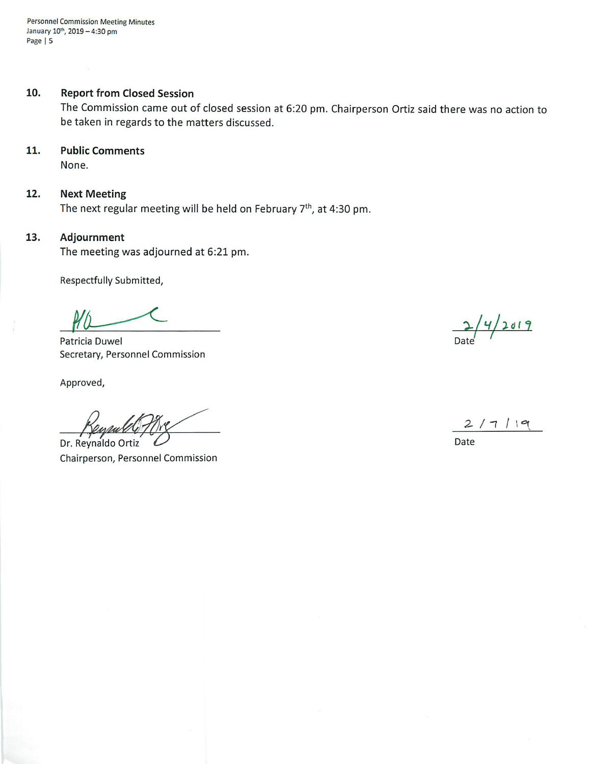## 10. Report from Closed Session

The Commission came out of closed session at 6:20 pm. Chairperson Ortiz said there was no action to be taken in regards to the matters discussed.

## 11. Public Comments

None.

## 12. Next Meeting

The next regular meeting will be held on February 7th, at 4:30 pm.

## 13. Adjournment

The meeting was adjourned at 6:21 pm.

Respectfully Submitted,

Patricia Duwel
Secretary, Personnel Commission

2/4/2019
Date

Approved,

Dr. Reynaldo Ortiz
Chairperson, Personnel Commission

2/7/19
Date